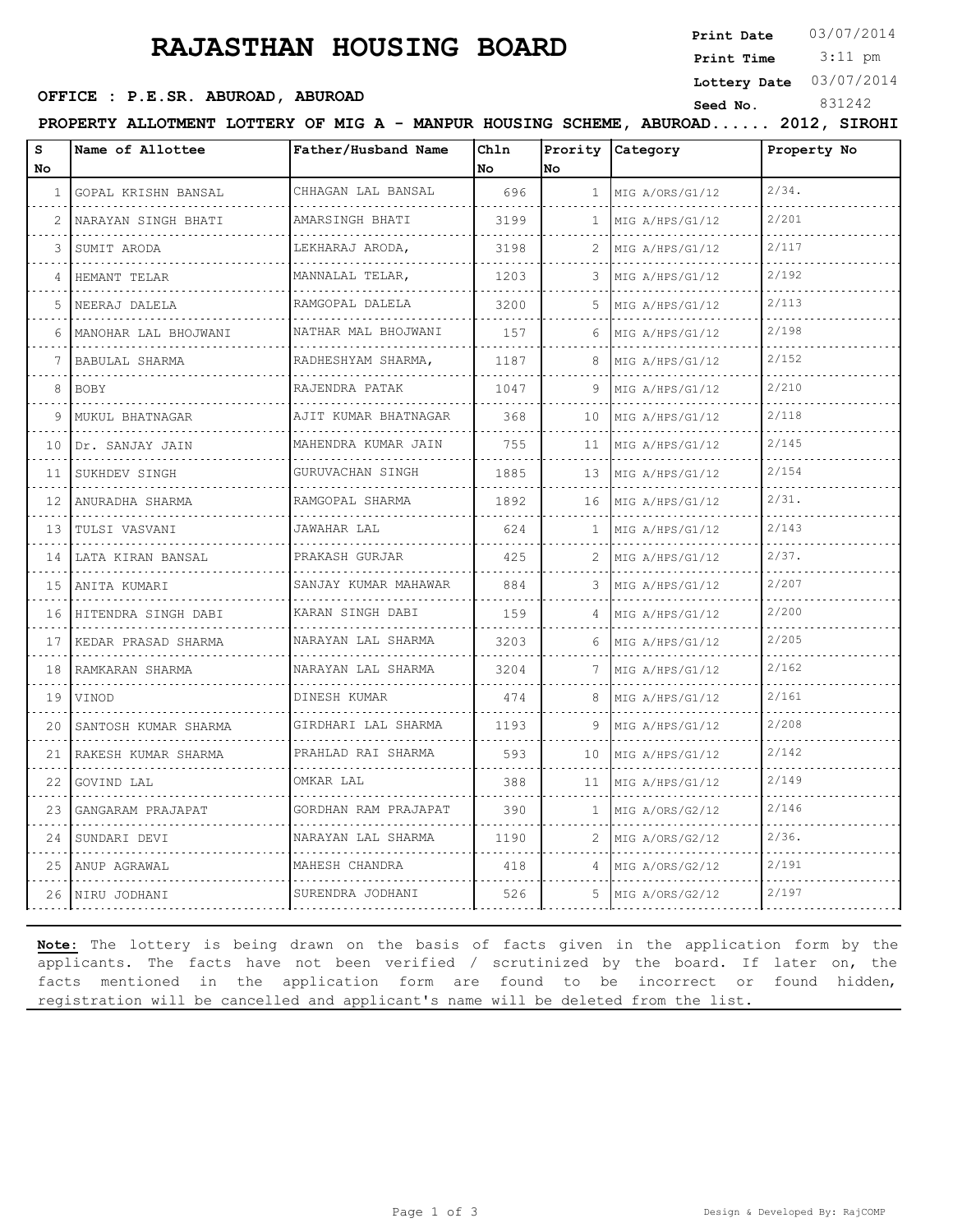# RAJASTHAN HOUSING BOARD

**Print Date** 03/07/2014
**Print Time** 3:11 pm
**Lottery Date** 03/07/2014
**Seed No.** 831242

**OFFICE : P.E.SR. ABUROAD, ABUROAD**

**PROPERTY ALLOTMENT LOTTERY OF MIG A - MANPUR HOUSING SCHEME, ABUROAD...... 2012, SIROHI**

| S No | Name of Allottee | Father/Husband Name | Chln No | Prority No | Category | Property No |
|---|---|---|---|---|---|---|
| 1 | GOPAL KRISHN BANSAL | CHHAGAN LAL BANSAL | 696 | 1 | MIG A/ORS/G1/12 | 2/34. |
| 2 | NARAYAN SINGH BHATI | AMARSINGH BHATI | 3199 | 1 | MIG A/HPS/G1/12 | 2/201 |
| 3 | SUMIT ARODA | LEKHARAJ ARODA, | 3198 | 2 | MIG A/HPS/G1/12 | 2/117 |
| 4 | HEMANT TELAR | MANNALAL TELAR, | 1203 | 3 | MIG A/HPS/G1/12 | 2/192 |
| 5 | NEERAJ DALELA | RAMGOPAL DALELA | 3200 | 5 | MIG A/HPS/G1/12 | 2/113 |
| 6 | MANOHAR LAL BHOJWANI | NATHAR MAL BHOJWANI | 157 | 6 | MIG A/HPS/G1/12 | 2/198 |
| 7 | BABULAL SHARMA | RADHESHYAM SHARMA, | 1187 | 8 | MIG A/HPS/G1/12 | 2/152 |
| 8 | BOBY | RAJENDRA PATAK | 1047 | 9 | MIG A/HPS/G1/12 | 2/210 |
| 9 | MUKUL BHATNAGAR | AJIT KUMAR BHATNAGAR | 368 | 10 | MIG A/HPS/G1/12 | 2/118 |
| 10 | Dr. SANJAY JAIN | MAHENDRA KUMAR JAIN | 755 | 11 | MIG A/HPS/G1/12 | 2/145 |
| 11 | SUKHDEV SINGH | GURUVACHAN SINGH | 1885 | 13 | MIG A/HPS/G1/12 | 2/154 |
| 12 | ANURADHA SHARMA | RAMGOPAL SHARMA | 1892 | 16 | MIG A/HPS/G1/12 | 2/31. |
| 13 | TULSI VASVANI | JAWAHAR LAL | 624 | 1 | MIG A/HPS/G1/12 | 2/143 |
| 14 | LATA KIRAN BANSAL | PRAKASH GURJAR | 425 | 2 | MIG A/HPS/G1/12 | 2/37. |
| 15 | ANITA KUMARI | SANJAY KUMAR MAHAWAR | 884 | 3 | MIG A/HPS/G1/12 | 2/207 |
| 16 | HITENDRA SINGH DABI | KARAN SINGH DABI | 159 | 4 | MIG A/HPS/G1/12 | 2/200 |
| 17 | KEDAR PRASAD SHARMA | NARAYAN LAL SHARMA | 3203 | 6 | MIG A/HPS/G1/12 | 2/205 |
| 18 | RAMKARAN SHARMA | NARAYAN LAL SHARMA | 3204 | 7 | MIG A/HPS/G1/12 | 2/162 |
| 19 | VINOD | DINESH KUMAR | 474 | 8 | MIG A/HPS/G1/12 | 2/161 |
| 20 | SANTOSH KUMAR SHARMA | GIRDHARI LAL SHARMA | 1193 | 9 | MIG A/HPS/G1/12 | 2/208 |
| 21 | RAKESH KUMAR SHARMA | PRAHLAD RAI SHARMA | 593 | 10 | MIG A/HPS/G1/12 | 2/142 |
| 22 | GOVIND LAL | OMKAR LAL | 388 | 11 | MIG A/HPS/G1/12 | 2/149 |
| 23 | GANGARAM PRAJAPAT | GORDHAN RAM PRAJAPAT | 390 | 1 | MIG A/ORS/G2/12 | 2/146 |
| 24 | SUNDARI DEVI | NARAYAN LAL SHARMA | 1190 | 2 | MIG A/ORS/G2/12 | 2/36. |
| 25 | ANUP AGRAWAL | MAHESH CHANDRA | 418 | 4 | MIG A/ORS/G2/12 | 2/191 |
| 26 | NIRU JODHANI | SURENDRA JODHANI | 526 | 5 | MIG A/ORS/G2/12 | 2/197 |

**Note:** The lottery is being drawn on the basis of facts given in the application form by the applicants. The facts have not been verified / scrutinized by the board. If later on, the facts mentioned in the application form are found to be incorrect or found hidden, registration will be cancelled and applicant's name will be deleted from the list.

Design & Developed By: RajCOMP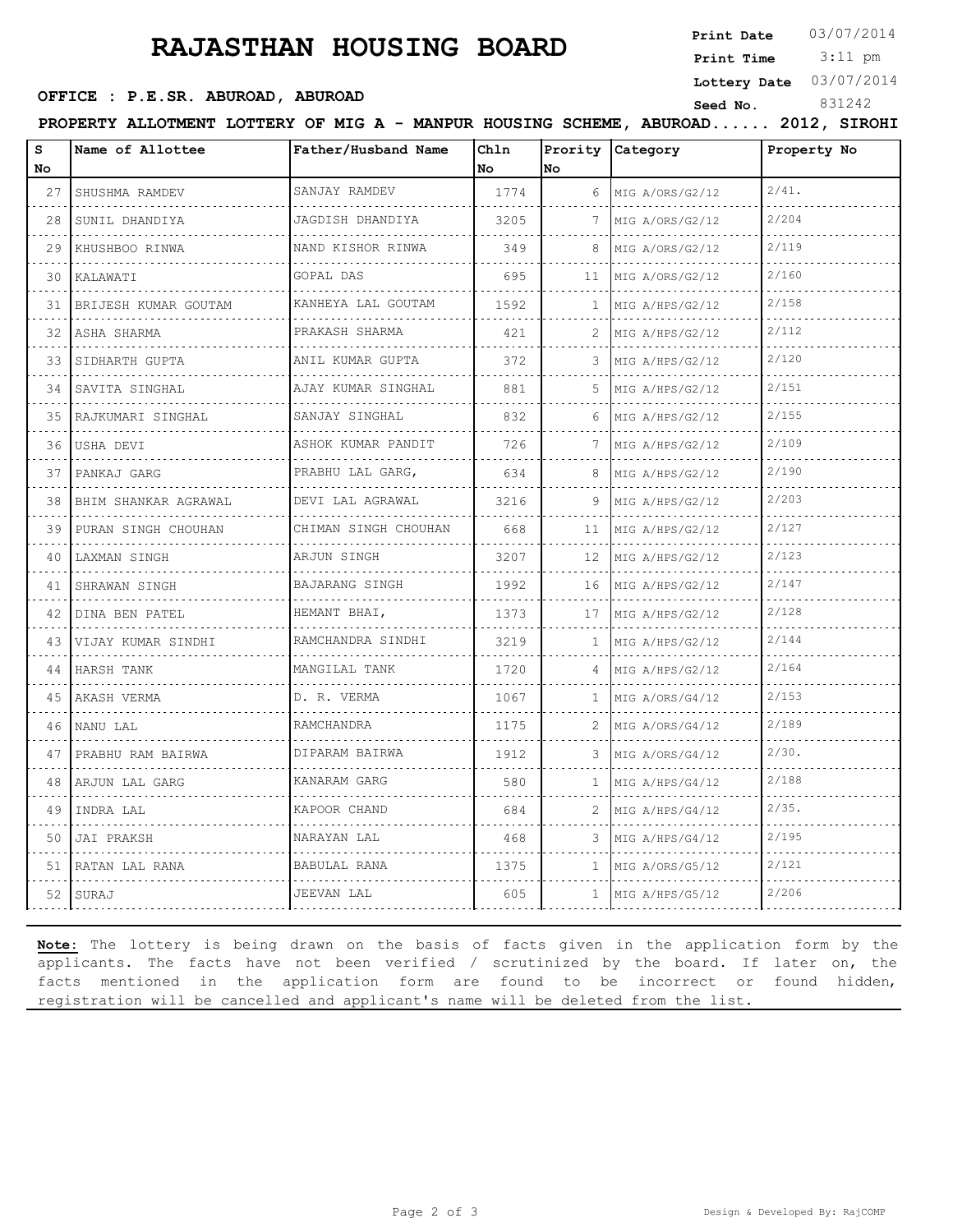# RAJASTHAN HOUSING BOARD

**Print Date** 03/07/2014
**Print Time** 3:11 pm
**Lottery Date** 03/07/2014
**Seed No.** 831242

**OFFICE : P.E.SR. ABUROAD, ABUROAD**

**PROPERTY ALLOTMENT LOTTERY OF MIG A - MANPUR HOUSING SCHEME, ABUROAD...... 2012, SIROHI**

| S No | Name of Allottee | Father/Husband Name | Chln No | Prority No | Category | Property No |
|---|---|---|---|---|---|---|
| 27 | SHUSHMA RAMDEV | SANJAY RAMDEV | 1774 | 6 | MIG A/ORS/G2/12 | 2/41. |
| 28 | SUNIL DHANDIYA | JAGDISH DHANDIYA | 3205 | 7 | MIG A/ORS/G2/12 | 2/204 |
| 29 | KHUSHBOO RINWA | NAND KISHOR RINWA | 349 | 8 | MIG A/ORS/G2/12 | 2/119 |
| 30 | KALAWATI | GOPAL DAS | 695 | 11 | MIG A/ORS/G2/12 | 2/160 |
| 31 | BRIJESH KUMAR GOUTAM | KANHEYA LAL GOUTAM | 1592 | 1 | MIG A/HPS/G2/12 | 2/158 |
| 32 | ASHA SHARMA | PRAKASH SHARMA | 421 | 2 | MIG A/HPS/G2/12 | 2/112 |
| 33 | SIDHARTH GUPTA | ANIL KUMAR GUPTA | 372 | 3 | MIG A/HPS/G2/12 | 2/120 |
| 34 | SAVITA SINGHAL | AJAY KUMAR SINGHAL | 881 | 5 | MIG A/HPS/G2/12 | 2/151 |
| 35 | RAJKUMARI SINGHAL | SANJAY SINGHAL | 832 | 6 | MIG A/HPS/G2/12 | 2/155 |
| 36 | USHA DEVI | ASHOK KUMAR PANDIT | 726 | 7 | MIG A/HPS/G2/12 | 2/109 |
| 37 | PANKAJ GARG | PRABHU LAL GARG, | 634 | 8 | MIG A/HPS/G2/12 | 2/190 |
| 38 | BHIM SHANKAR AGRAWAL | DEVI LAL AGRAWAL | 3216 | 9 | MIG A/HPS/G2/12 | 2/203 |
| 39 | PURAN SINGH CHOUHAN | CHIMAN SINGH CHOUHAN | 668 | 11 | MIG A/HPS/G2/12 | 2/127 |
| 40 | LAXMAN SINGH | ARJUN SINGH | 3207 | 12 | MIG A/HPS/G2/12 | 2/123 |
| 41 | SHRAWAN SINGH | BAJARANG SINGH | 1992 | 16 | MIG A/HPS/G2/12 | 2/147 |
| 42 | DINA BEN PATEL | HEMANT BHAI, | 1373 | 17 | MIG A/HPS/G2/12 | 2/128 |
| 43 | VIJAY KUMAR SINDHI | RAMCHANDRA SINDHI | 3219 | 1 | MIG A/HPS/G2/12 | 2/144 |
| 44 | HARSH TANK | MANGILAL TANK | 1720 | 4 | MIG A/HPS/G2/12 | 2/164 |
| 45 | AKASH VERMA | D. R. VERMA | 1067 | 1 | MIG A/ORS/G4/12 | 2/153 |
| 46 | NANU LAL | RAMCHANDRA | 1175 | 2 | MIG A/ORS/G4/12 | 2/189 |
| 47 | PRABHU RAM BAIRWA | DIPARAM BAIRWA | 1912 | 3 | MIG A/ORS/G4/12 | 2/30. |
| 48 | ARJUN LAL GARG | KANARAM GARG | 580 | 1 | MIG A/HPS/G4/12 | 2/188 |
| 49 | INDRA LAL | KAPOOR CHAND | 684 | 2 | MIG A/HPS/G4/12 | 2/35. |
| 50 | JAI PRAKSH | NARAYAN LAL | 468 | 3 | MIG A/HPS/G4/12 | 2/195 |
| 51 | RATAN LAL RANA | BABULAL RANA | 1375 | 1 | MIG A/ORS/G5/12 | 2/121 |
| 52 | SURAJ | JEEVAN LAL | 605 | 1 | MIG A/HPS/G5/12 | 2/206 |

**Note:** The lottery is being drawn on the basis of facts given in the application form by the applicants. The facts have not been verified / scrutinized by the board. If later on, the facts mentioned in the application form are found to be incorrect or found hidden, registration will be cancelled and applicant's name will be deleted from the list.

Design & Developed By: RajCOMP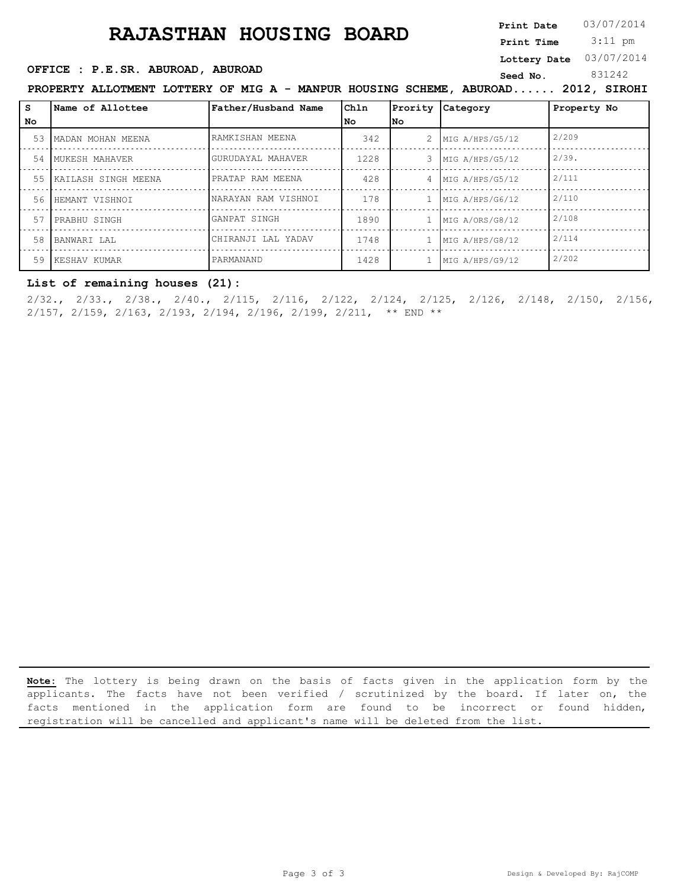# RAJASTHAN HOUSING BOARD

**Print Date** 03/07/2014
**Print Time** 3:11 pm
**Lottery Date** 03/07/2014
**Seed No.** 831242

**OFFICE : P.E.SR. ABUROAD, ABUROAD**

**PROPERTY ALLOTMENT LOTTERY OF MIG A - MANPUR HOUSING SCHEME, ABUROAD...... 2012, SIROHI**

| S No | Name of Allottee | Father/Husband Name | Chln No | Prority No | Category | Property No |
|---|---|---|---|---|---|---|
| 53 | MADAN MOHAN MEENA | RAMKISHAN MEENA | 342 | 2 | MIG A/HPS/G5/12 | 2/209 |
| 54 | MUKESH MAHAVER | GURUDAYAL MAHAVER | 1228 | 3 | MIG A/HPS/G5/12 | 2/39. |
| 55 | KAILASH SINGH MEENA | PRATAP RAM MEENA | 428 | 4 | MIG A/HPS/G5/12 | 2/111 |
| 56 | HEMANT VISHNOI | NARAYAN RAM VISHNOI | 178 | 1 | MIG A/HPS/G6/12 | 2/110 |
| 57 | PRABHU SINGH | GANPAT SINGH | 1890 | 1 | MIG A/ORS/G8/12 | 2/108 |
| 58 | BANWARI LAL | CHIRANJI LAL YADAV | 1748 | 1 | MIG A/HPS/G8/12 | 2/114 |
| 59 | KESHAV KUMAR | PARMANAND | 1428 | 1 | MIG A/HPS/G9/12 | 2/202 |

**List of remaining houses (21):**

2/32., 2/33., 2/38., 2/40., 2/115, 2/116, 2/122, 2/124, 2/125, 2/126, 2/148, 2/150, 2/156, 2/157, 2/159, 2/163, 2/193, 2/194, 2/196, 2/199, 2/211, ** END **

**Note:** The lottery is being drawn on the basis of facts given in the application form by the applicants. The facts have not been verified / scrutinized by the board. If later on, the facts mentioned in the application form are found to be incorrect or found hidden, registration will be cancelled and applicant's name will be deleted from the list.

Design & Developed By: RajCOMP